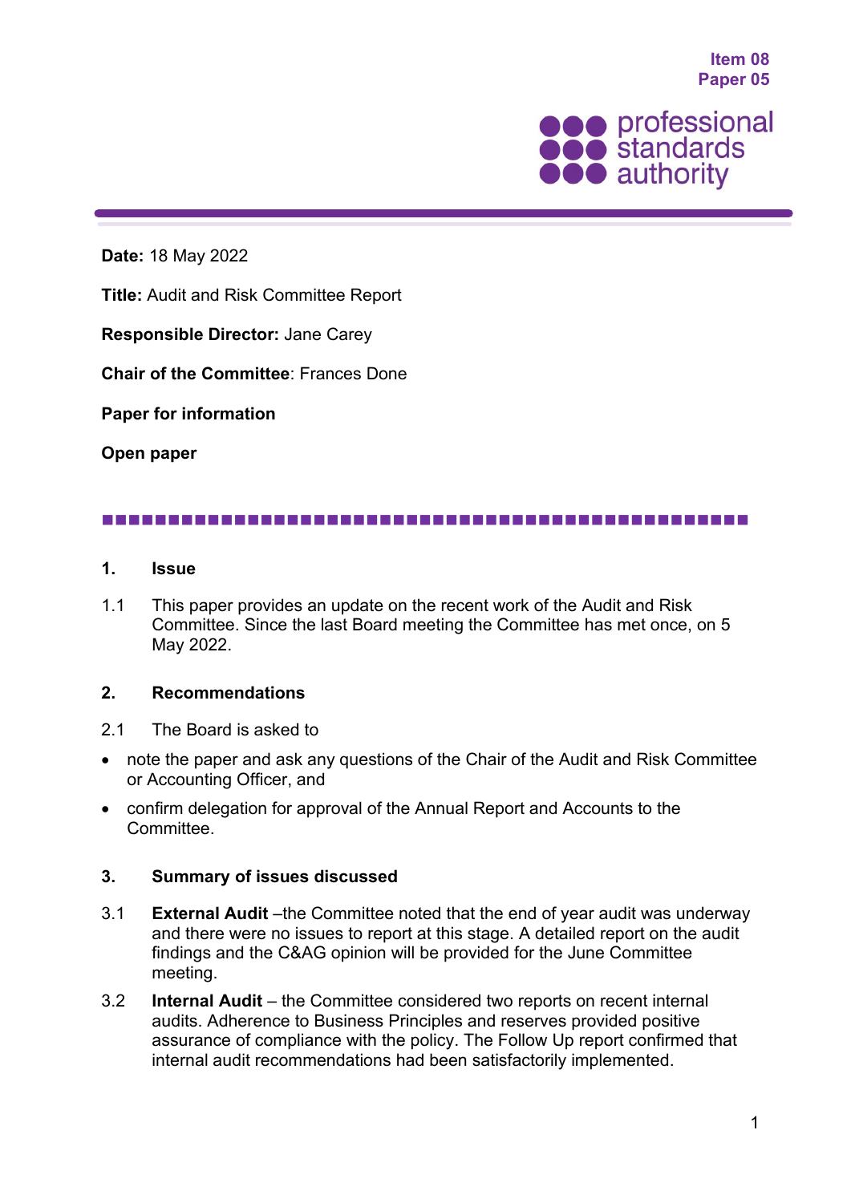Item 08
Paper 05

professional standards authority

**Date:** 18 May 2022

**Title:** Audit and Risk Committee Report

**Responsible Director:** Jane Carey

**Chair of the Committee**: Frances Done

**Paper for information**

**Open paper**

## 1. Issue

1.1 This paper provides an update on the recent work of the Audit and Risk Committee. Since the last Board meeting the Committee has met once, on 5 May 2022.

## 2. Recommendations

2.1 The Board is asked to

- note the paper and ask any questions of the Chair of the Audit and Risk Committee or Accounting Officer, and
- confirm delegation for approval of the Annual Report and Accounts to the Committee.

## 3. Summary of issues discussed

3.1 **External Audit** –the Committee noted that the end of year audit was underway and there were no issues to report at this stage. A detailed report on the audit findings and the C&AG opinion will be provided for the June Committee meeting.

3.2 **Internal Audit** – the Committee considered two reports on recent internal audits. Adherence to Business Principles and reserves provided positive assurance of compliance with the policy. The Follow Up report confirmed that internal audit recommendations had been satisfactorily implemented.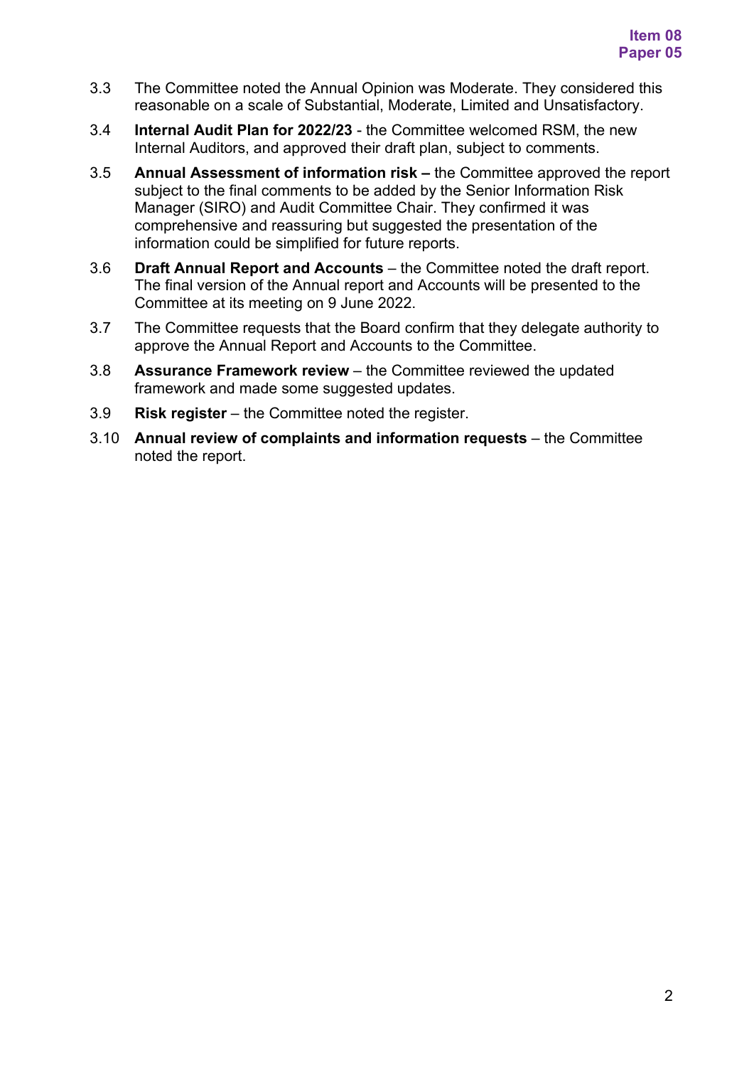**Item 08**
**Paper 05**

3.3 The Committee noted the Annual Opinion was Moderate. They considered this reasonable on a scale of Substantial, Moderate, Limited and Unsatisfactory.

3.4 **Internal Audit Plan for 2022/23** - the Committee welcomed RSM, the new Internal Auditors, and approved their draft plan, subject to comments.

3.5 **Annual Assessment of information risk –** the Committee approved the report subject to the final comments to be added by the Senior Information Risk Manager (SIRO) and Audit Committee Chair. They confirmed it was comprehensive and reassuring but suggested the presentation of the information could be simplified for future reports.

3.6 **Draft Annual Report and Accounts** – the Committee noted the draft report. The final version of the Annual report and Accounts will be presented to the Committee at its meeting on 9 June 2022.

3.7 The Committee requests that the Board confirm that they delegate authority to approve the Annual Report and Accounts to the Committee.

3.8 **Assurance Framework review** – the Committee reviewed the updated framework and made some suggested updates.

3.9 **Risk register** – the Committee noted the register.

3.10 **Annual review of complaints and information requests** – the Committee noted the report.